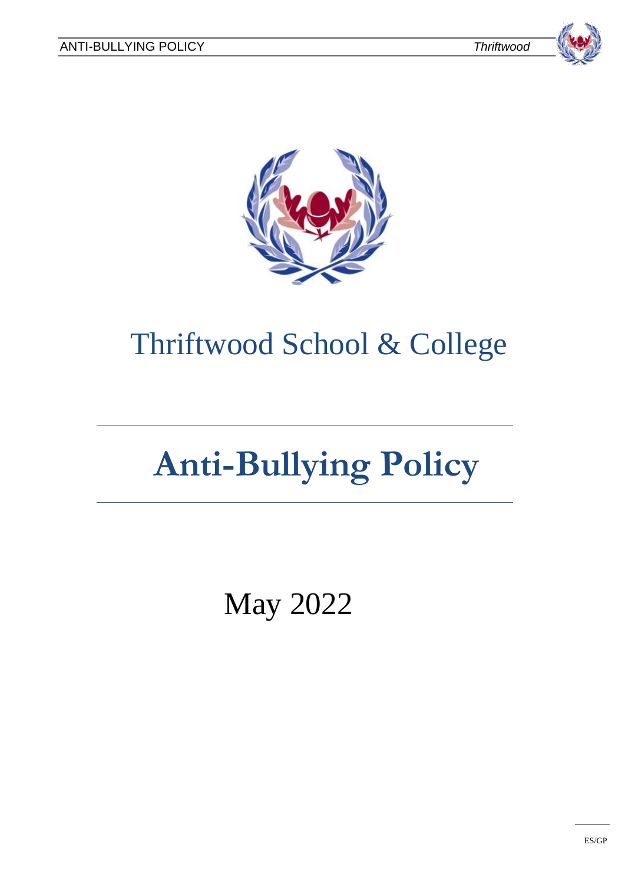# Thriftwood School & College

# Anti-Bullying Policy

May 2022

ES/GP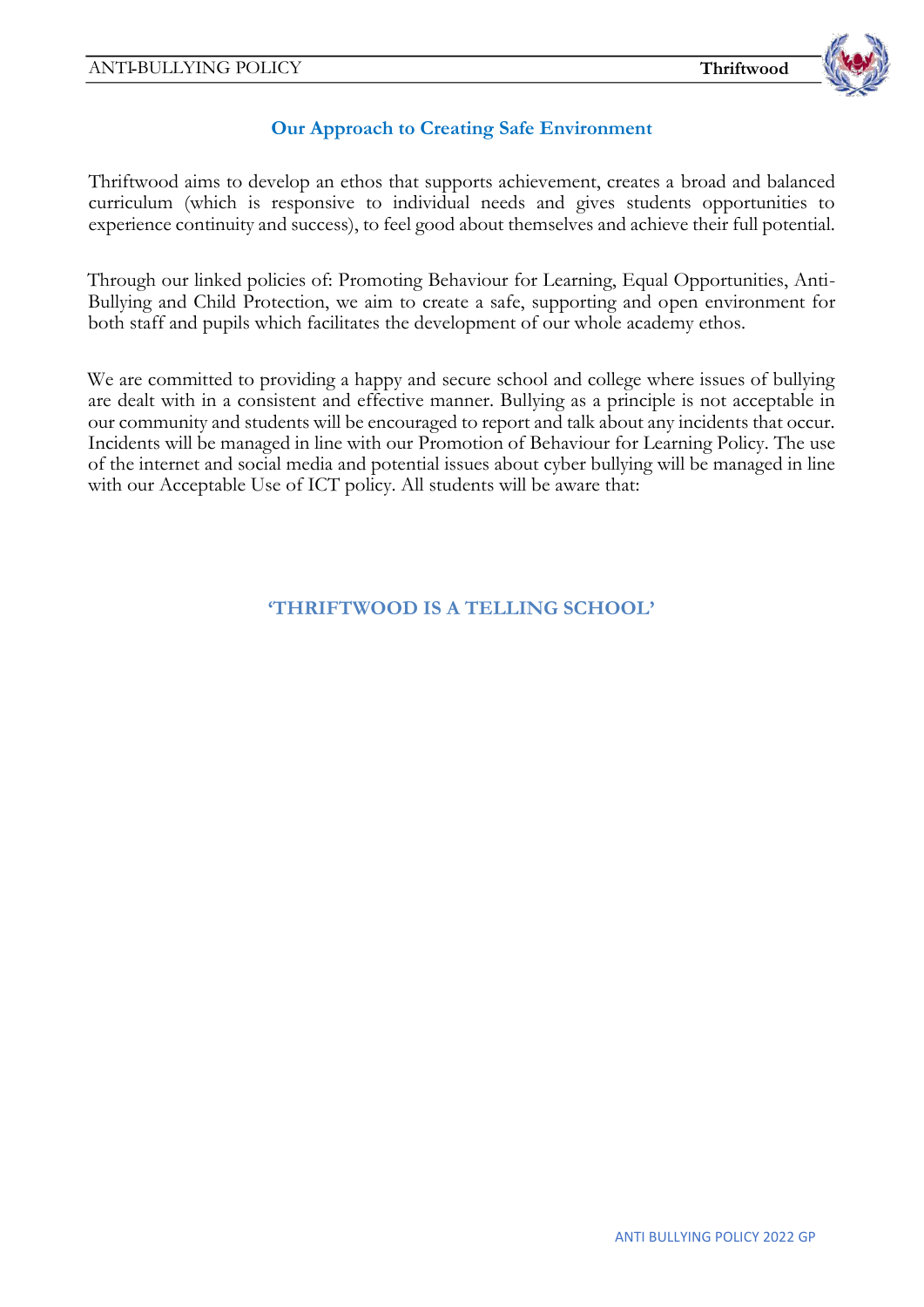## Our Approach to Creating Safe Environment

Thriftwood aims to develop an ethos that supports achievement, creates a broad and balanced curriculum (which is responsive to individual needs and gives students opportunities to experience continuity and success), to feel good about themselves and achieve their full potential.

Through our linked policies of: Promoting Behaviour for Learning, Equal Opportunities, Anti-Bullying and Child Protection, we aim to create a safe, supporting and open environment for both staff and pupils which facilitates the development of our whole academy ethos.

We are committed to providing a happy and secure school and college where issues of bullying are dealt with in a consistent and effective manner. Bullying as a principle is not acceptable in our community and students will be encouraged to report and talk about any incidents that occur. Incidents will be managed in line with our Promotion of Behaviour for Learning Policy. The use of the internet and social media and potential issues about cyber bullying will be managed in line with our Acceptable Use of ICT policy. All students will be aware that:

**'THRIFTWOOD IS A TELLING SCHOOL'**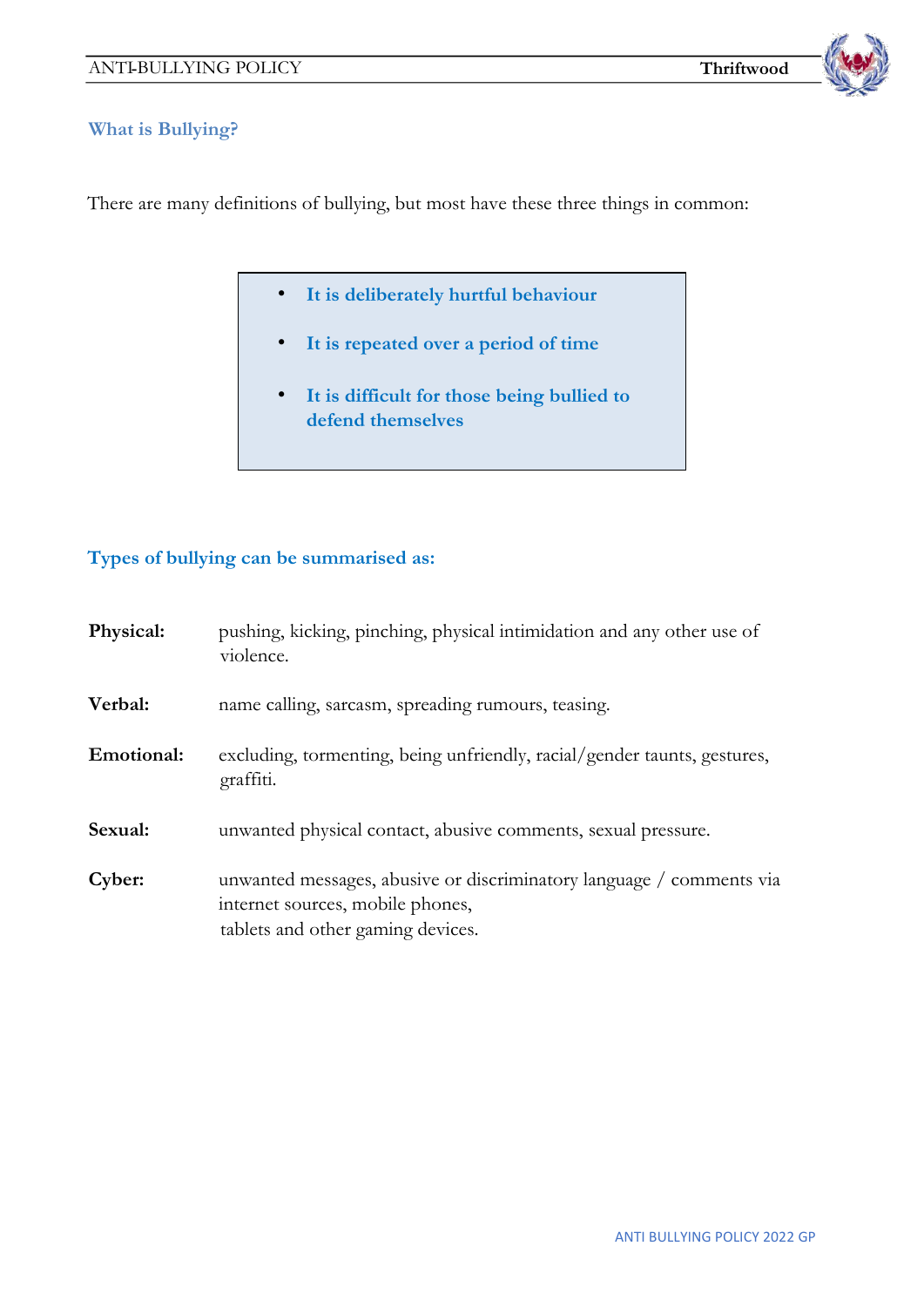## What is Bullying?

There are many definitions of bullying, but most have these three things in common:

- **It is deliberately hurtful behaviour**
- **It is repeated over a period of time**
- **It is difficult for those being bullied to defend themselves**

### Types of bullying can be summarised as:

**Physical:** pushing, kicking, pinching, physical intimidation and any other use of violence.

**Verbal:** name calling, sarcasm, spreading rumours, teasing.

**Emotional:** excluding, tormenting, being unfriendly, racial/gender taunts, gestures, graffiti.

**Sexual:** unwanted physical contact, abusive comments, sexual pressure.

**Cyber:** unwanted messages, abusive or discriminatory language / comments via internet sources, mobile phones, tablets and other gaming devices.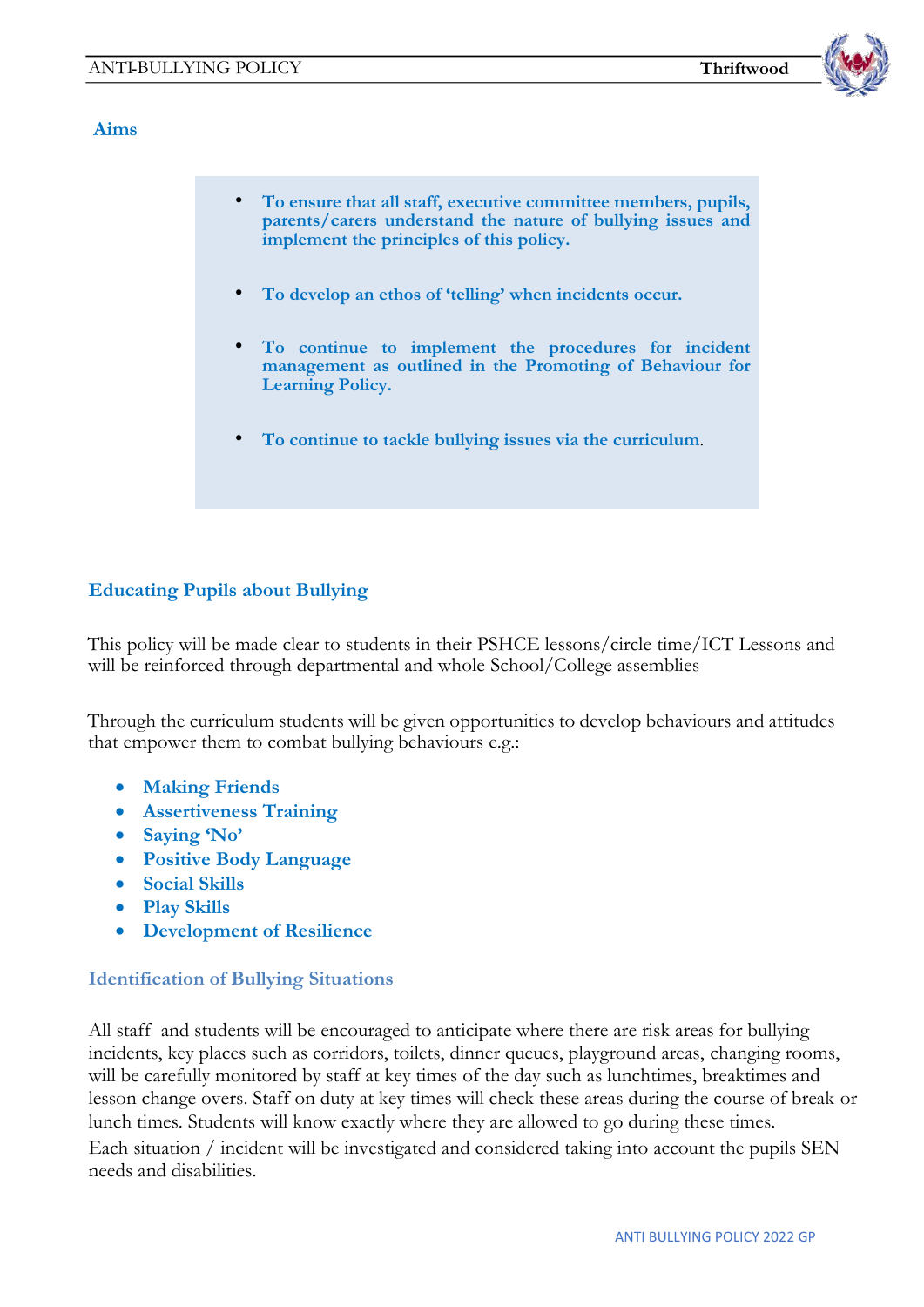## Aims

- **To ensure that all staff, executive committee members, pupils, parents/carers understand the nature of bullying issues and implement the principles of this policy.**
- **To develop an ethos of 'telling' when incidents occur.**
- **To continue to implement the procedures for incident management as outlined in the Promoting of Behaviour for Learning Policy.**
- **To continue to tackle bullying issues via the curriculum**.

## Educating Pupils about Bullying

This policy will be made clear to students in their PSHCE lessons/circle time/ICT Lessons and will be reinforced through departmental and whole School/College assemblies

Through the curriculum students will be given opportunities to develop behaviours and attitudes that empower them to combat bullying behaviours e.g.:

- **Making Friends**
- **Assertiveness Training**
- **Saying 'No'**
- **Positive Body Language**
- **Social Skills**
- **Play Skills**
- **Development of Resilience**

## Identification of Bullying Situations

All staff and students will be encouraged to anticipate where there are risk areas for bullying incidents, key places such as corridors, toilets, dinner queues, playground areas, changing rooms, will be carefully monitored by staff at key times of the day such as lunchtimes, breaktimes and lesson change overs. Staff on duty at key times will check these areas during the course of break or lunch times. Students will know exactly where they are allowed to go during these times.

Each situation / incident will be investigated and considered taking into account the pupils SEN needs and disabilities.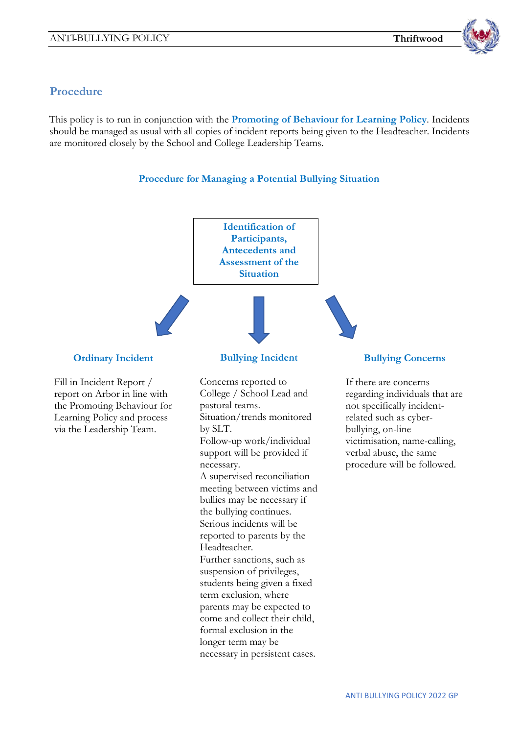## Procedure

This policy is to run in conjunction with the **Promoting of Behaviour for Learning Policy**. Incidents should be managed as usual with all copies of incident reports being given to the Headteacher. Incidents are monitored closely by the School and College Leadership Teams.

### Procedure for Managing a Potential Bullying Situation

**Identification of Participants, Antecedents and Assessment of the Situation**

#### Ordinary Incident

Fill in Incident Report / report on Arbor in line with the Promoting Behaviour for Learning Policy and process via the Leadership Team.

#### Bullying Incident

Concerns reported to College / School Lead and pastoral teams.
Situation/trends monitored by SLT.
Follow-up work/individual support will be provided if necessary.
A supervised reconciliation meeting between victims and bullies may be necessary if the bullying continues.
Serious incidents will be reported to parents by the Headteacher.
Further sanctions, such as suspension of privileges, students being given a fixed term exclusion, where parents may be expected to come and collect their child, formal exclusion in the longer term may be necessary in persistent cases.

#### Bullying Concerns

If there are concerns regarding individuals that are not specifically incident-related such as cyber-bullying, on-line victimisation, name-calling, verbal abuse, the same procedure will be followed.